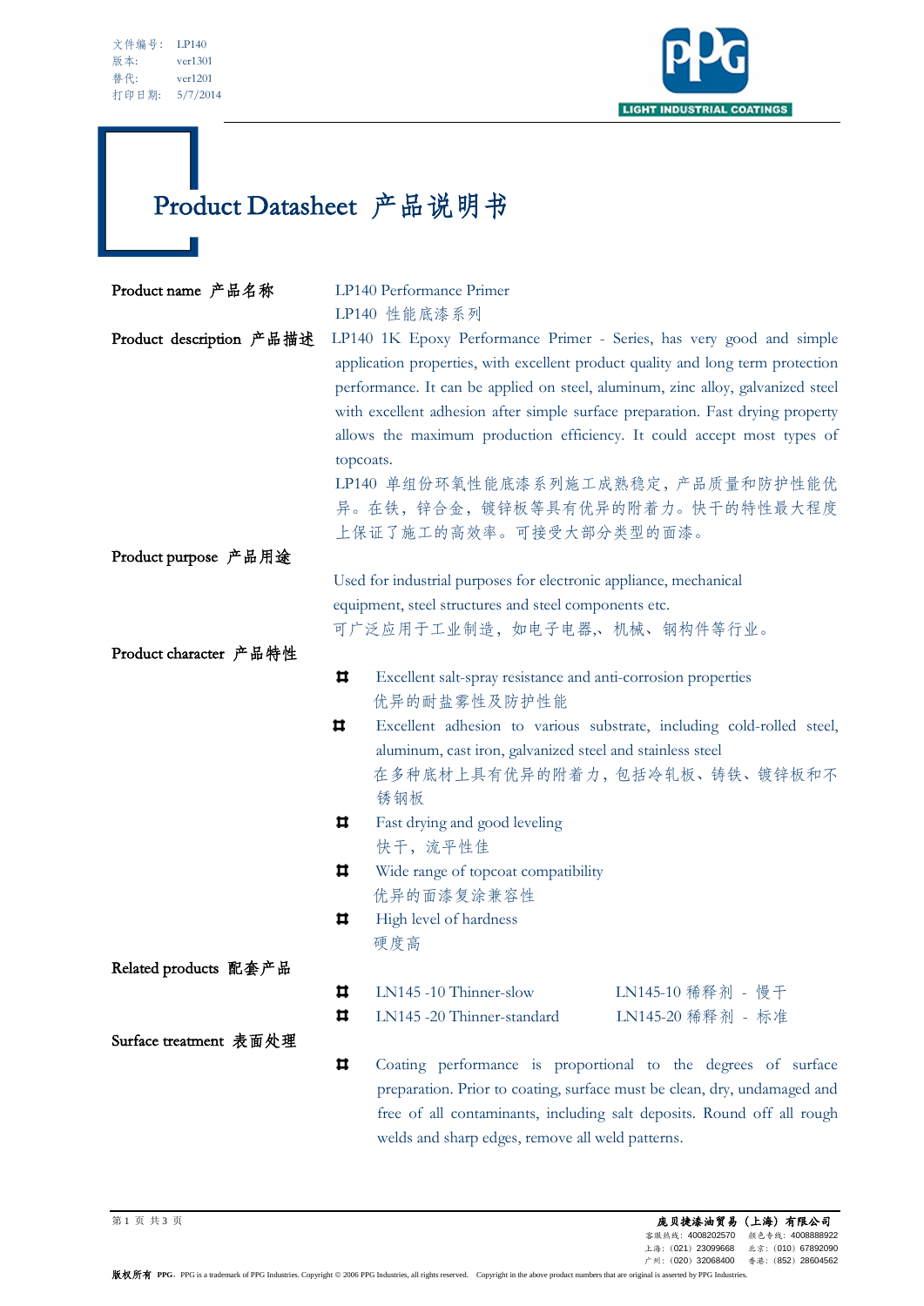文件编号： LP140
版本： ver1301
替代： ver1201
打印日期： 5/7/2014

PPG LIGHT INDUSTRIAL COATINGS

# Product Datasheet 产品说明书

**Product name 产品名称**

LP140 Performance Primer
LP140 性能底漆系列

**Product description 产品描述**

LP140 1K Epoxy Performance Primer - Series, has very good and simple application properties, with excellent product quality and long term protection performance. It can be applied on steel, aluminum, zinc alloy, galvanized steel with excellent adhesion after simple surface preparation. Fast drying property allows the maximum production efficiency. It could accept most types of topcoats.

LP140 单组份环氧性能底漆系列施工成熟稳定，产品质量和防护性能优异。在铁，锌合金，镀锌板等具有优异的附着力。快干的特性最大程度上保证了施工的高效率。可接受大部分类型的面漆。

**Product purpose 产品用途**

Used for industrial purposes for electronic appliance, mechanical equipment, steel structures and steel components etc.

可广泛应用于工业制造，如电子电器、机械、钢构件等行业。

**Product character 产品特性**

- Excellent salt-spray resistance and anti-corrosion properties
  优异的耐盐雾性及防护性能
- Excellent adhesion to various substrate, including cold-rolled steel, aluminum, cast iron, galvanized steel and stainless steel
  在多种底材上具有优异的附着力，包括冷轧板、铸铁、镀锌板和不锈钢板
- Fast drying and good leveling
  快干，流平性佳
- Wide range of topcoat compatibility
  优异的面漆复涂兼容性
- High level of hardness
  硬度高

**Related products 配套产品**

- LN145 -10 Thinner-slow　　LN145-10 稀释剂 - 慢干
- LN145 -20 Thinner-standard　　LN145-20 稀释剂 - 标准

**Surface treatment 表面处理**

- Coating performance is proportional to the degrees of surface preparation. Prior to coating, surface must be clean, dry, undamaged and free of all contaminants, including salt deposits. Round off all rough welds and sharp edges, remove all weld patterns.

**庞贝捷漆油贸易（上海）有限公司**
客服热线：4008202570　颜色专线：4008888922
上海：（021）23099668　北京：（010）67892090
广州：（020）32068400　香港：（852）28604562

**版权所有 PPG**，PPG is a trademark of PPG Industries. Copyright © 2006 PPG Industries, all rights reserved. Copyright in the above product numbers that are original is asserted by PPG Industries.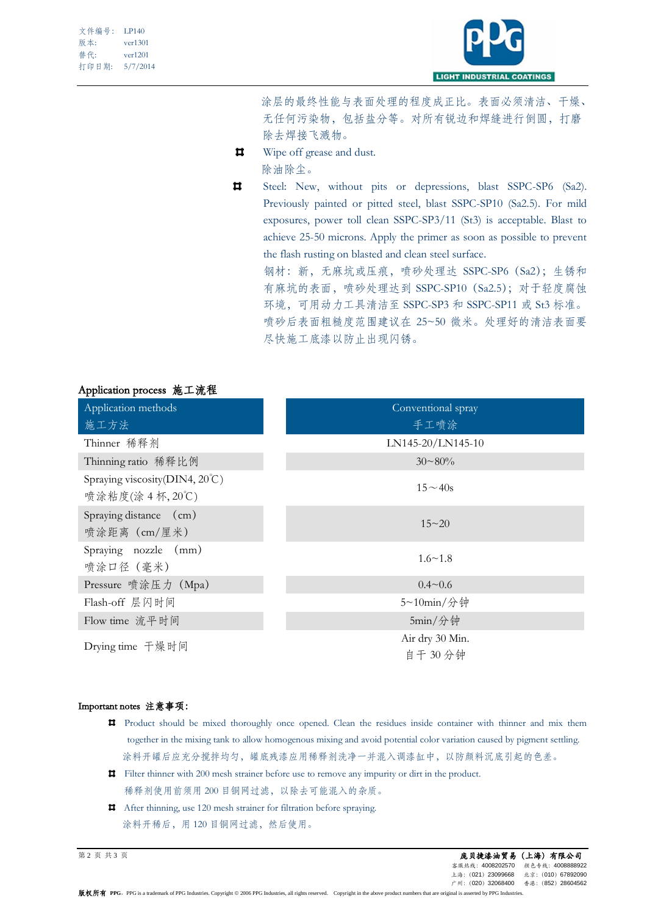涂层的最终性能与表面处理的程度成正比。表面必须清洁、干燥、无任何污染物，包括盐分等。对所有锐边和焊缝进行倒圆，打磨除去焊接飞溅物。

- Wipe off grease and dust.
  除油除尘。
- Steel: New, without pits or depressions, blast SSPC-SP6 (Sa2). Previously painted or pitted steel, blast SSPC-SP10 (Sa2.5). For mild exposures, power toll clean SSPC-SP3/11 (St3) is acceptable. Blast to achieve 25-50 microns. Apply the primer as soon as possible to prevent the flash rusting on blasted and clean steel surface.
  钢材：新，无麻坑或压痕，喷砂处理达 SSPC-SP6（Sa2）；生锈和有麻坑的表面，喷砂处理达到 SSPC-SP10（Sa2.5）；对于轻度腐蚀环境，可用动力工具清洁至 SSPC-SP3 和 SSPC-SP11 或 St3 标准。喷砂后表面粗糙度范围建议在 25~50 微米。处理好的清洁表面要尽快施工底漆以防止出现闪锈。

## Application process 施工流程

| Application methods 施工方法 | Conventional spray 手工喷涂 |
|---|---|
| Thinner 稀释剂 | LN145-20/LN145-10 |
| Thinning ratio 稀释比例 | 30~80% |
| Spraying viscosity(DIN4, 20℃) 喷涂粘度(涂 4 杯, 20℃) | 15～40s |
| Spraying distance (cm) 喷涂距离（cm/厘米） | 15~20 |
| Spraying nozzle (mm) 喷涂口径（毫米） | 1.6~1.8 |
| Pressure 喷涂压力（Mpa） | 0.4~0.6 |
| Flash-off 层闪时间 | 5~10min/分钟 |
| Flow time 流平时间 | 5min/分钟 |
| Drying time 干燥时间 | Air dry 30 Min. 自干 30 分钟 |

**Important notes 注意事项：**

- Product should be mixed thoroughly once opened. Clean the residues inside container with thinner and mix them together in the mixing tank to allow homogenous mixing and avoid potential color variation caused by pigment settling.
  涂料开罐后应充分搅拌均匀，罐底残漆应用稀释剂洗净一并混入调漆缸中，以防颜料沉底引起的色差。
- Filter thinner with 200 mesh strainer before use to remove any impurity or dirt in the product.
  稀释剂使用前须用 200 目铜网过滤，以除去可能混入的杂质。
- After thinning, use 120 mesh strainer for filtration before spraying.
  涂料开稀后，用 120 目铜网过滤，然后使用。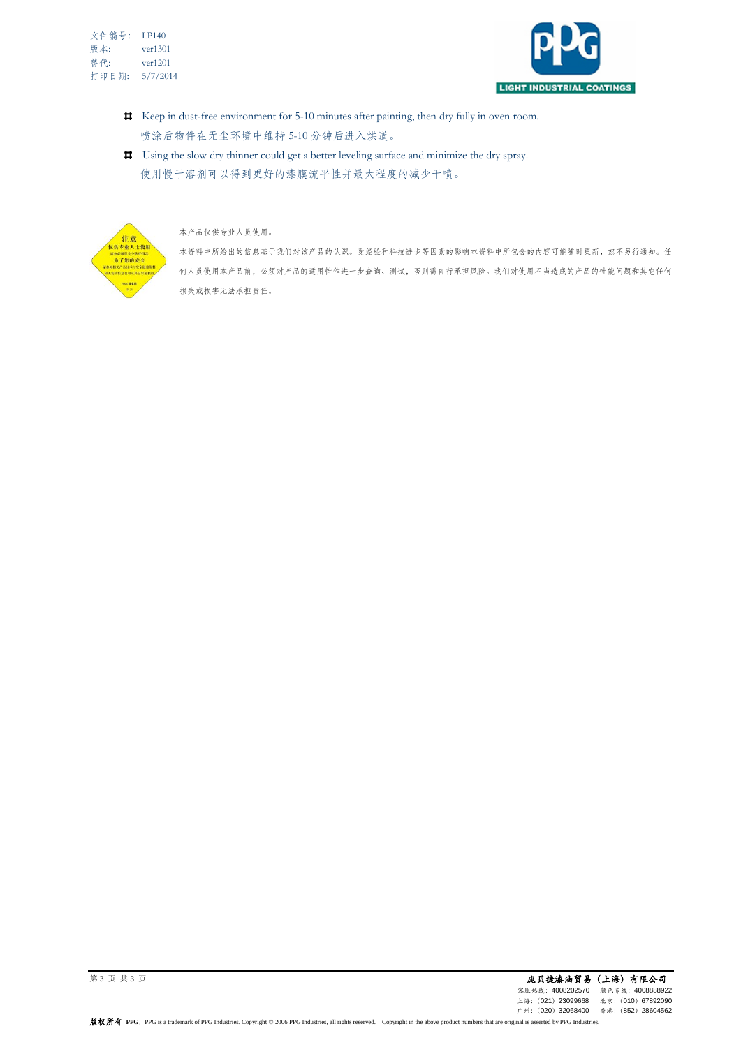- Keep in dust-free environment for 5-10 minutes after painting, then dry fully in oven room.
  喷涂后物件在无尘环境中维持 5-10 分钟后进入烘道。
- Using the slow dry thinner could get a better leveling surface and minimize the dry spray.
  使用慢干溶剂可以得到更好的漆膜流平性并最大程度的减少干喷。

本产品仅供专业人员使用。

本资料中所给出的信息基于我们对该产品的认识。受经验和科技进步等因素的影响本资料中所包含的内容可能随时更新，恕不另行通知。任何人员使用本产品前，必须对产品的适用性作进一步查询、测试，否则需自行承担风险。我们对使用不当造成的产品的性能问题和其它任何损失或损害无法承担责任。

**庞贝捷漆油贸易（上海）有限公司**

客服热线：4008202570　颜色专线：4008888922
上海：（021）23099668　北京：（010）67892090
广州：（020）32068400　香港：（852）28604562

**版权所有 PPG**，PPG is a trademark of PPG Industries. Copyright © 2006 PPG Industries, all rights reserved. Copyright in the above product numbers that are original is asserted by PPG Industries.